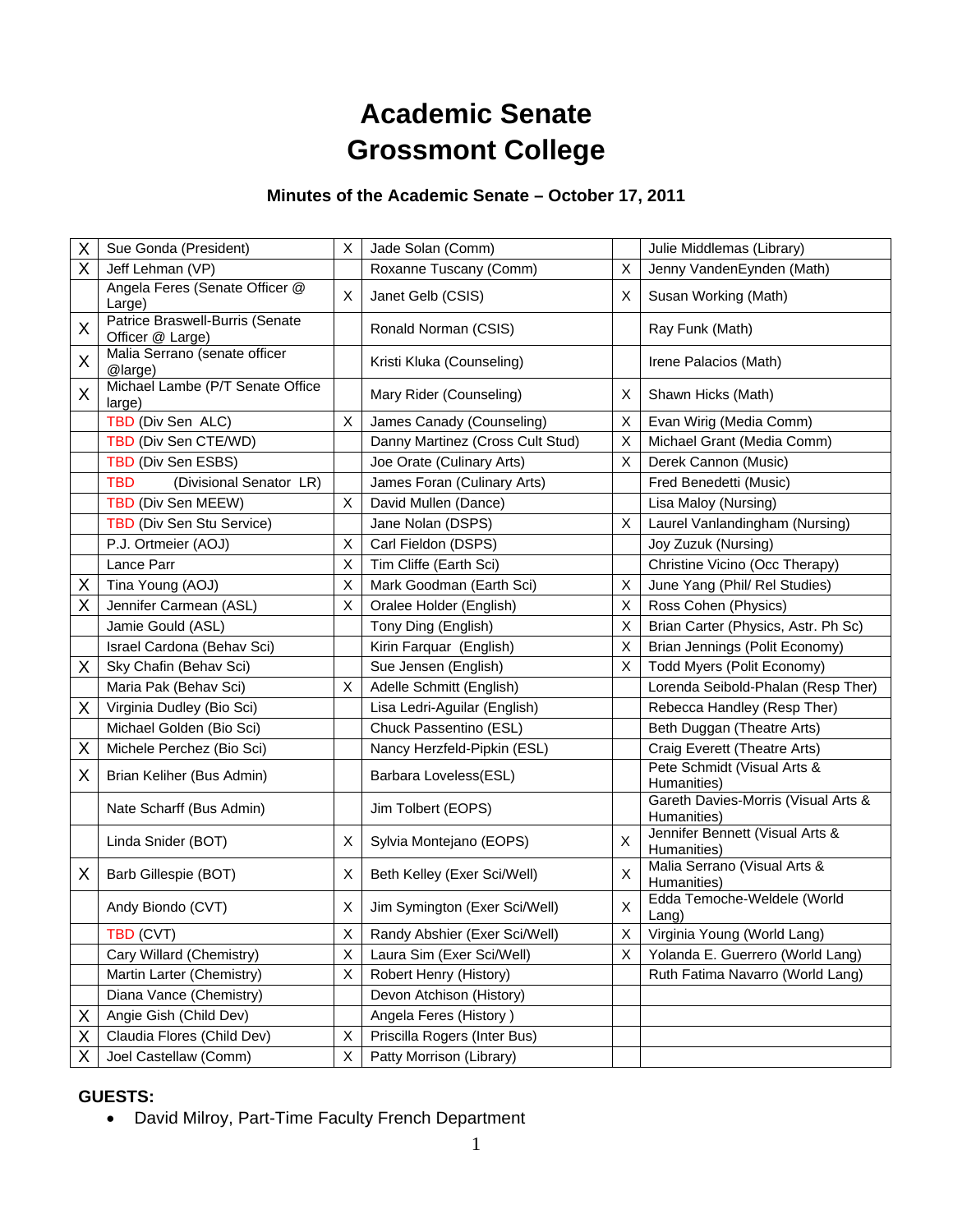# Academic Senate
# Grossmont College

### Minutes of the Academic Senate – October 17, 2011

| | | | | | |
|---|---|---|---|---|---|
| X | Sue Gonda (President) | X | Jade Solan (Comm) | | Julie Middlemas (Library) |
| X | Jeff Lehman (VP) | | Roxanne Tuscany (Comm) | X | Jenny VandenEynden (Math) |
| | Angela Feres (Senate Officer @ Large) | X | Janet Gelb (CSIS) | X | Susan Working (Math) |
| X | Patrice Braswell-Burris (Senate Officer @ Large) | | Ronald Norman (CSIS) | | Ray Funk (Math) |
| X | Malia Serrano (senate officer @large) | | Kristi Kluka (Counseling) | | Irene Palacios (Math) |
| X | Michael Lambe (P/T Senate Office large) | | Mary Rider (Counseling) | X | Shawn Hicks (Math) |
| | TBD (Div Sen ALC) | X | James Canady (Counseling) | X | Evan Wirig (Media Comm) |
| | TBD (Div Sen CTE/WD) | | Danny Martinez (Cross Cult Stud) | X | Michael Grant (Media Comm) |
| | TBD (Div Sen ESBS) | | Joe Orate (Culinary Arts) | X | Derek Cannon (Music) |
| | TBD (Divisional Senator LR) | | James Foran (Culinary Arts) | | Fred Benedetti (Music) |
| | TBD (Div Sen MEEW) | X | David Mullen (Dance) | | Lisa Maloy (Nursing) |
| | TBD (Div Sen Stu Service) | | Jane Nolan (DSPS) | X | Laurel Vanlandingham (Nursing) |
| | P.J. Ortmeier (AOJ) | X | Carl Fieldon (DSPS) | | Joy Zuzuk (Nursing) |
| | Lance Parr | X | Tim Cliffe (Earth Sci) | | Christine Vicino (Occ Therapy) |
| X | Tina Young (AOJ) | X | Mark Goodman (Earth Sci) | X | June Yang (Phil/ Rel Studies) |
| X | Jennifer Carmean (ASL) | X | Oralee Holder (English) | X | Ross Cohen (Physics) |
| | Jamie Gould (ASL) | | Tony Ding (English) | X | Brian Carter (Physics, Astr. Ph Sc) |
| | Israel Cardona (Behav Sci) | | Kirin Farquar (English) | X | Brian Jennings (Polit Economy) |
| X | Sky Chafin (Behav Sci) | | Sue Jensen (English) | X | Todd Myers (Polit Economy) |
| | Maria Pak (Behav Sci) | X | Adelle Schmitt (English) | | Lorenda Seibold-Phalan (Resp Ther) |
| X | Virginia Dudley (Bio Sci) | | Lisa Ledri-Aguilar (English) | | Rebecca Handley (Resp Ther) |
| | Michael Golden (Bio Sci) | | Chuck Passentino (ESL) | | Beth Duggan (Theatre Arts) |
| X | Michele Perchez (Bio Sci) | | Nancy Herzfeld-Pipkin (ESL) | | Craig Everett (Theatre Arts) |
| X | Brian Keliher (Bus Admin) | | Barbara Loveless(ESL) | | Pete Schmidt (Visual Arts & Humanities) |
| | Nate Scharff (Bus Admin) | | Jim Tolbert (EOPS) | | Gareth Davies-Morris (Visual Arts & Humanities) |
| | Linda Snider (BOT) | X | Sylvia Montejano (EOPS) | X | Jennifer Bennett (Visual Arts & Humanities) |
| X | Barb Gillespie (BOT) | X | Beth Kelley (Exer Sci/Well) | X | Malia Serrano (Visual Arts & Humanities) |
| | Andy Biondo (CVT) | X | Jim Symington (Exer Sci/Well) | X | Edda Temoche-Weldele (World Lang) |
| | TBD (CVT) | X | Randy Abshier (Exer Sci/Well) | X | Virginia Young (World Lang) |
| | Cary Willard (Chemistry) | X | Laura Sim (Exer Sci/Well) | X | Yolanda E. Guerrero (World Lang) |
| | Martin Larter (Chemistry) | X | Robert Henry (History) | | Ruth Fatima Navarro (World Lang) |
| | Diana Vance (Chemistry) | | Devon Atchison (History) | | |
| X | Angie Gish (Child Dev) | | Angela Feres (History ) | | |
| X | Claudia Flores (Child Dev) | X | Priscilla Rogers (Inter Bus) | | |
| X | Joel Castellaw (Comm) | X | Patty Morrison (Library) | | |

**GUESTS:**

- David Milroy, Part-Time Faculty French Department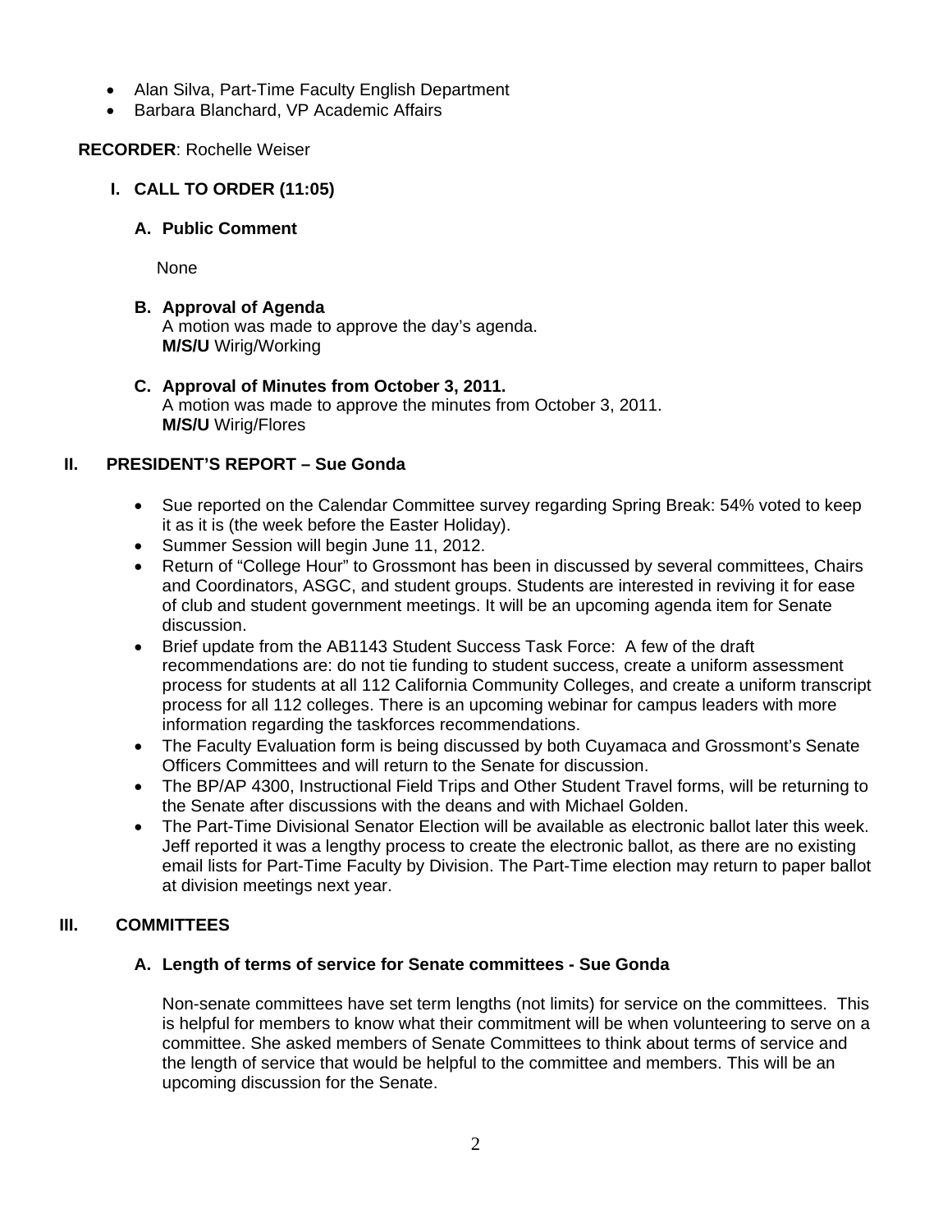- Alan Silva, Part-Time Faculty English Department
- Barbara Blanchard, VP Academic Affairs

**RECORDER**: Rochelle Weiser

## I. CALL TO ORDER (11:05)

### A. Public Comment

None

### B. Approval of Agenda

A motion was made to approve the day's agenda.
**M/S/U** Wirig/Working

### C. Approval of Minutes from October 3, 2011.

A motion was made to approve the minutes from October 3, 2011.
**M/S/U** Wirig/Flores

## II. PRESIDENT'S REPORT – Sue Gonda

- Sue reported on the Calendar Committee survey regarding Spring Break: 54% voted to keep it as it is (the week before the Easter Holiday).
- Summer Session will begin June 11, 2012.
- Return of "College Hour" to Grossmont has been in discussed by several committees, Chairs and Coordinators, ASGC, and student groups. Students are interested in reviving it for ease of club and student government meetings. It will be an upcoming agenda item for Senate discussion.
- Brief update from the AB1143 Student Success Task Force: A few of the draft recommendations are: do not tie funding to student success, create a uniform assessment process for students at all 112 California Community Colleges, and create a uniform transcript process for all 112 colleges. There is an upcoming webinar for campus leaders with more information regarding the taskforces recommendations.
- The Faculty Evaluation form is being discussed by both Cuyamaca and Grossmont's Senate Officers Committees and will return to the Senate for discussion.
- The BP/AP 4300, Instructional Field Trips and Other Student Travel forms, will be returning to the Senate after discussions with the deans and with Michael Golden.
- The Part-Time Divisional Senator Election will be available as electronic ballot later this week. Jeff reported it was a lengthy process to create the electronic ballot, as there are no existing email lists for Part-Time Faculty by Division. The Part-Time election may return to paper ballot at division meetings next year.

## III. COMMITTEES

### A. Length of terms of service for Senate committees - Sue Gonda

Non-senate committees have set term lengths (not limits) for service on the committees. This is helpful for members to know what their commitment will be when volunteering to serve on a committee. She asked members of Senate Committees to think about terms of service and the length of service that would be helpful to the committee and members. This will be an upcoming discussion for the Senate.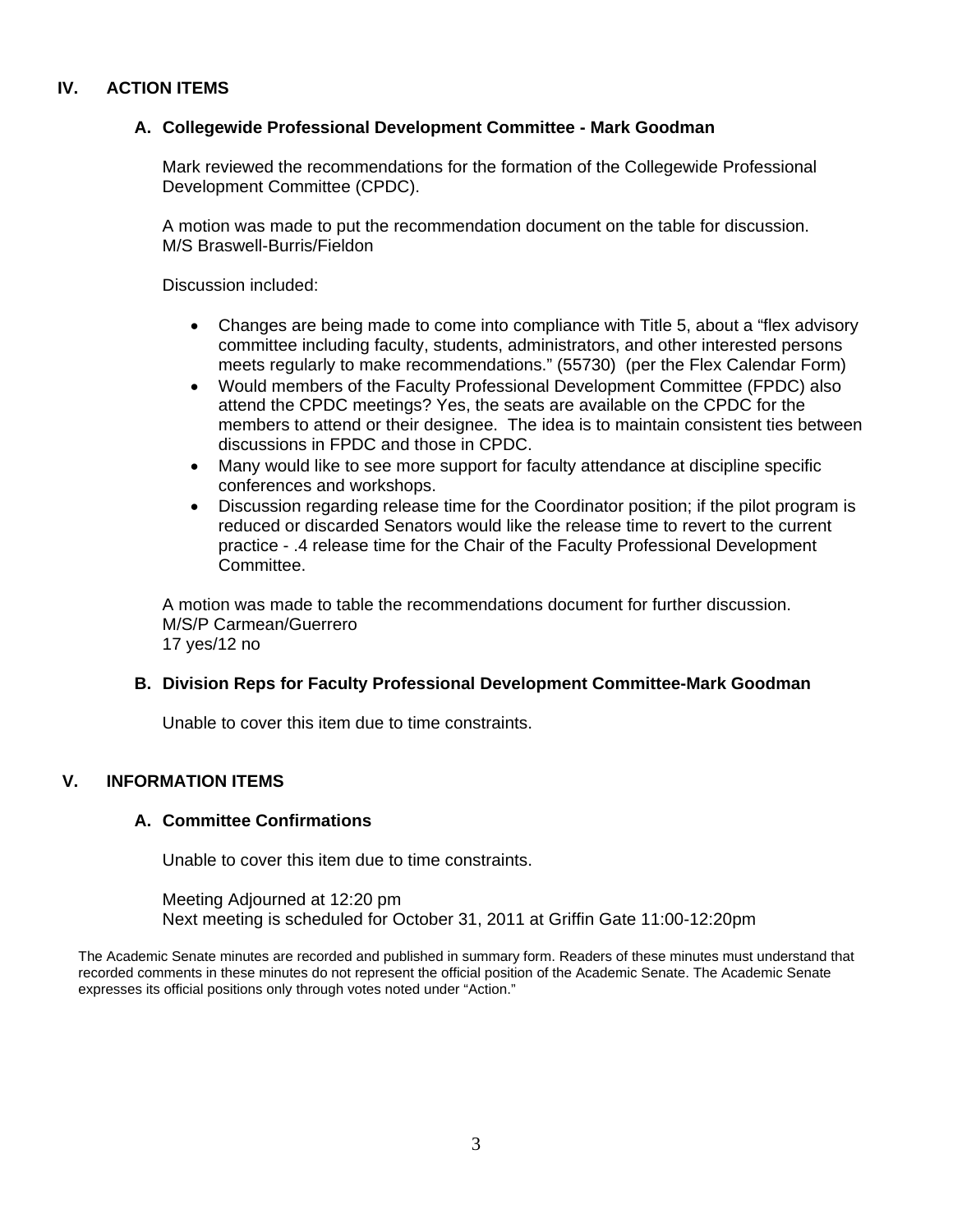## IV. ACTION ITEMS

### A. Collegewide Professional Development Committee - Mark Goodman

Mark reviewed the recommendations for the formation of the Collegewide Professional Development Committee (CPDC).

A motion was made to put the recommendation document on the table for discussion.
M/S Braswell-Burris/Fieldon

Discussion included:

- Changes are being made to come into compliance with Title 5, about a “flex advisory committee including faculty, students, administrators, and other interested persons meets regularly to make recommendations.” (55730) (per the Flex Calendar Form)
- Would members of the Faculty Professional Development Committee (FPDC) also attend the CPDC meetings? Yes, the seats are available on the CPDC for the members to attend or their designee. The idea is to maintain consistent ties between discussions in FPDC and those in CPDC.
- Many would like to see more support for faculty attendance at discipline specific conferences and workshops.
- Discussion regarding release time for the Coordinator position; if the pilot program is reduced or discarded Senators would like the release time to revert to the current practice - .4 release time for the Chair of the Faculty Professional Development Committee.

A motion was made to table the recommendations document for further discussion.
M/S/P Carmean/Guerrero
17 yes/12 no

### B. Division Reps for Faculty Professional Development Committee-Mark Goodman

Unable to cover this item due to time constraints.

## V. INFORMATION ITEMS

### A. Committee Confirmations

Unable to cover this item due to time constraints.

Meeting Adjourned at 12:20 pm
Next meeting is scheduled for October 31, 2011 at Griffin Gate 11:00-12:20pm

The Academic Senate minutes are recorded and published in summary form. Readers of these minutes must understand that recorded comments in these minutes do not represent the official position of the Academic Senate. The Academic Senate expresses its official positions only through votes noted under “Action.”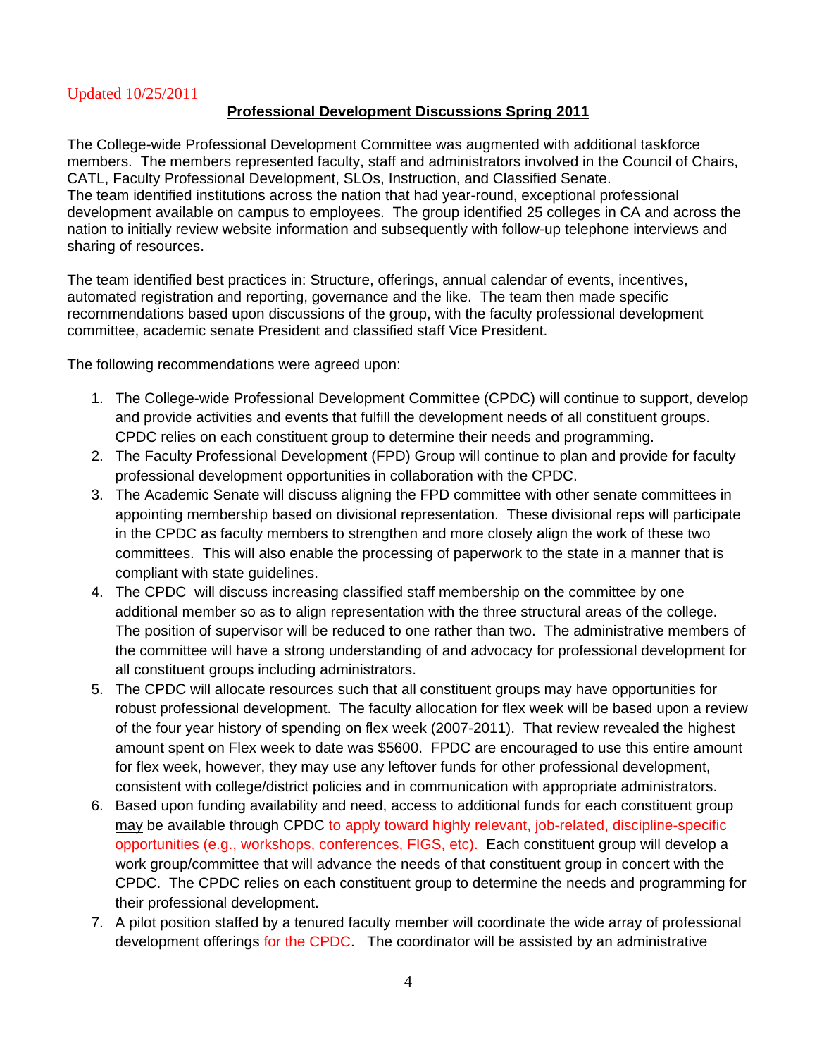Updated 10/25/2011

## Professional Development Discussions Spring 2011

The College-wide Professional Development Committee was augmented with additional taskforce members. The members represented faculty, staff and administrators involved in the Council of Chairs, CATL, Faculty Professional Development, SLOs, Instruction, and Classified Senate. The team identified institutions across the nation that had year-round, exceptional professional development available on campus to employees. The group identified 25 colleges in CA and across the nation to initially review website information and subsequently with follow-up telephone interviews and sharing of resources.

The team identified best practices in: Structure, offerings, annual calendar of events, incentives, automated registration and reporting, governance and the like. The team then made specific recommendations based upon discussions of the group, with the faculty professional development committee, academic senate President and classified staff Vice President.

The following recommendations were agreed upon:

1. The College-wide Professional Development Committee (CPDC) will continue to support, develop and provide activities and events that fulfill the development needs of all constituent groups. CPDC relies on each constituent group to determine their needs and programming.
2. The Faculty Professional Development (FPD) Group will continue to plan and provide for faculty professional development opportunities in collaboration with the CPDC.
3. The Academic Senate will discuss aligning the FPD committee with other senate committees in appointing membership based on divisional representation. These divisional reps will participate in the CPDC as faculty members to strengthen and more closely align the work of these two committees. This will also enable the processing of paperwork to the state in a manner that is compliant with state guidelines.
4. The CPDC will discuss increasing classified staff membership on the committee by one additional member so as to align representation with the three structural areas of the college. The position of supervisor will be reduced to one rather than two. The administrative members of the committee will have a strong understanding of and advocacy for professional development for all constituent groups including administrators.
5. The CPDC will allocate resources such that all constituent groups may have opportunities for robust professional development. The faculty allocation for flex week will be based upon a review of the four year history of spending on flex week (2007-2011). That review revealed the highest amount spent on Flex week to date was $5600. FPDC are encouraged to use this entire amount for flex week, however, they may use any leftover funds for other professional development, consistent with college/district policies and in communication with appropriate administrators.
6. Based upon funding availability and need, access to additional funds for each constituent group <u>may</u> be available through CPDC to apply toward highly relevant, job-related, discipline-specific opportunities (e.g., workshops, conferences, FIGS, etc). Each constituent group will develop a work group/committee that will advance the needs of that constituent group in concert with the CPDC. The CPDC relies on each constituent group to determine the needs and programming for their professional development.
7. A pilot position staffed by a tenured faculty member will coordinate the wide array of professional development offerings for the CPDC. The coordinator will be assisted by an administrative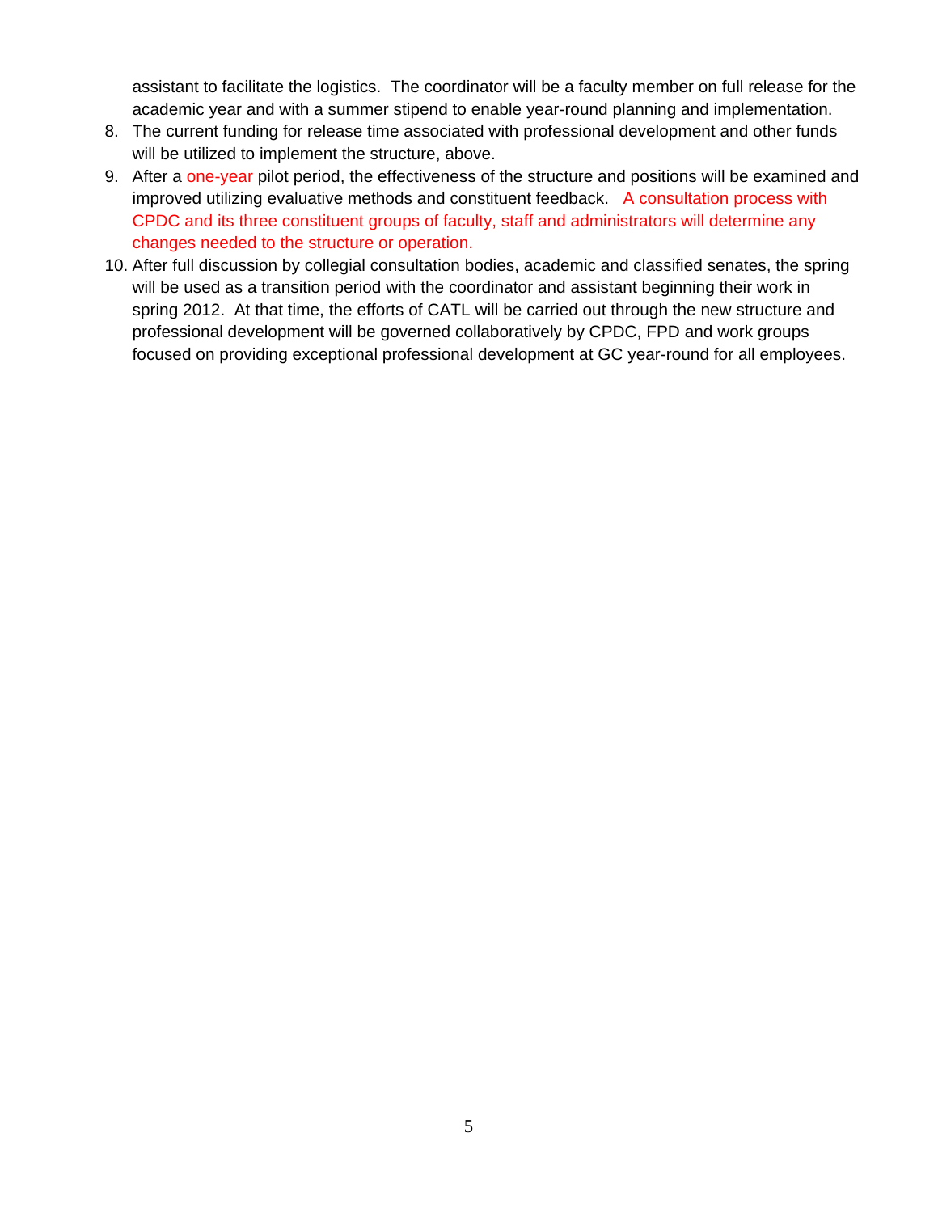assistant to facilitate the logistics.  The coordinator will be a faculty member on full release for the academic year and with a summer stipend to enable year-round planning and implementation.

8. The current funding for release time associated with professional development and other funds will be utilized to implement the structure, above.
9. After a one-year pilot period, the effectiveness of the structure and positions will be examined and improved utilizing evaluative methods and constituent feedback.   A consultation process with CPDC and its three constituent groups of faculty, staff and administrators will determine any changes needed to the structure or operation.
10. After full discussion by collegial consultation bodies, academic and classified senates, the spring will be used as a transition period with the coordinator and assistant beginning their work in spring 2012.  At that time, the efforts of CATL will be carried out through the new structure and professional development will be governed collaboratively by CPDC, FPD and work groups focused on providing exceptional professional development at GC year-round for all employees.